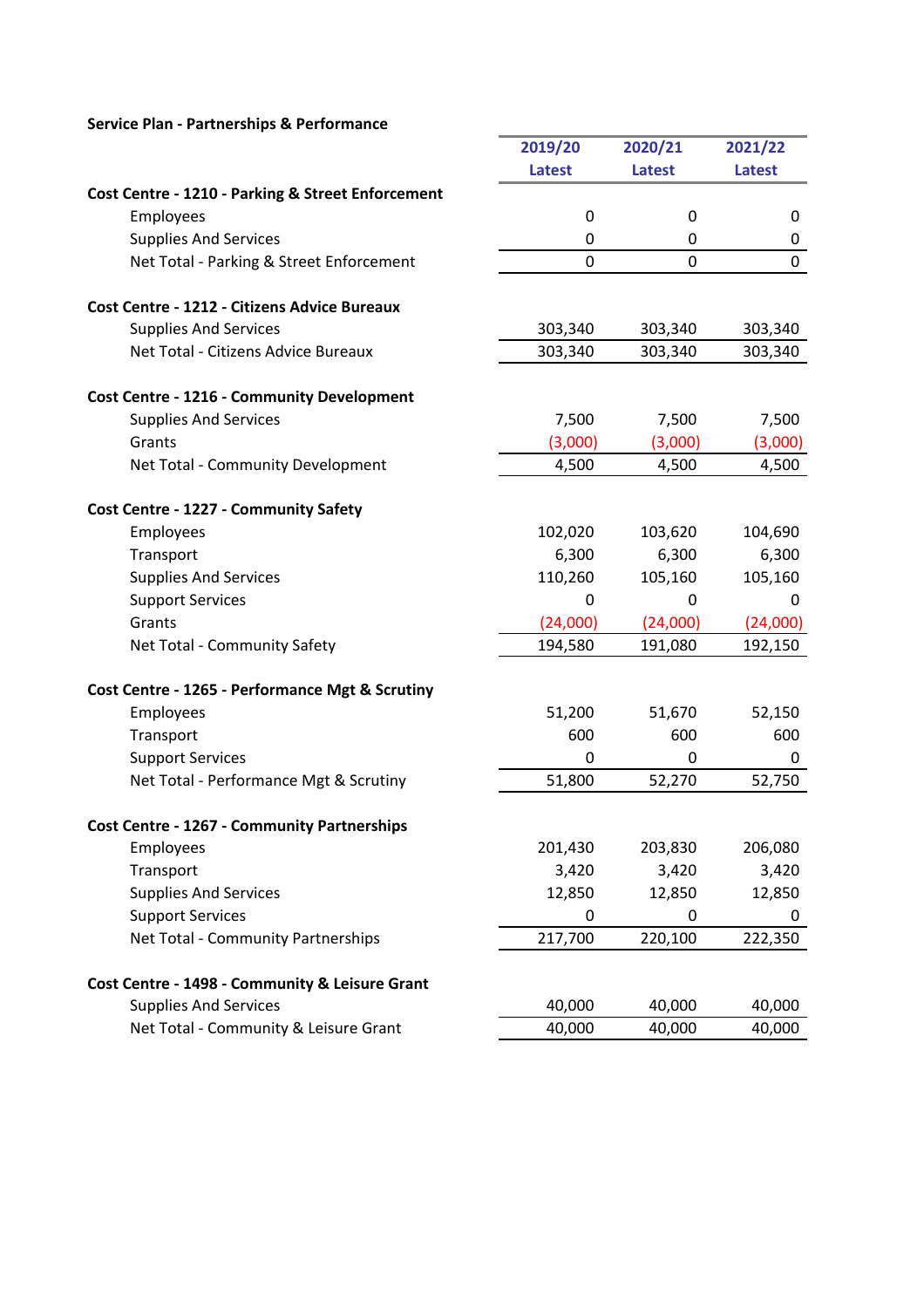**Service Plan - Partnerships & Performance**

| | 2019/20 Latest | 2020/21 Latest | 2021/22 Latest |
|---|---|---|---|
| **Cost Centre - 1210 - Parking & Street Enforcement** | | | |
| Employees | 0 | 0 | 0 |
| Supplies And Services | 0 | 0 | 0 |
| Net Total - Parking & Street Enforcement | 0 | 0 | 0 |
| | | | |
| **Cost Centre - 1212 - Citizens Advice Bureaux** | | | |
| Supplies And Services | 303,340 | 303,340 | 303,340 |
| Net Total - Citizens Advice Bureaux | 303,340 | 303,340 | 303,340 |
| | | | |
| **Cost Centre - 1216 - Community Development** | | | |
| Supplies And Services | 7,500 | 7,500 | 7,500 |
| Grants | (3,000) | (3,000) | (3,000) |
| Net Total - Community Development | 4,500 | 4,500 | 4,500 |
| | | | |
| **Cost Centre - 1227 - Community Safety** | | | |
| Employees | 102,020 | 103,620 | 104,690 |
| Transport | 6,300 | 6,300 | 6,300 |
| Supplies And Services | 110,260 | 105,160 | 105,160 |
| Support Services | 0 | 0 | 0 |
| Grants | (24,000) | (24,000) | (24,000) |
| Net Total - Community Safety | 194,580 | 191,080 | 192,150 |
| | | | |
| **Cost Centre - 1265 - Performance Mgt & Scrutiny** | | | |
| Employees | 51,200 | 51,670 | 52,150 |
| Transport | 600 | 600 | 600 |
| Support Services | 0 | 0 | 0 |
| Net Total - Performance Mgt & Scrutiny | 51,800 | 52,270 | 52,750 |
| | | | |
| **Cost Centre - 1267 - Community Partnerships** | | | |
| Employees | 201,430 | 203,830 | 206,080 |
| Transport | 3,420 | 3,420 | 3,420 |
| Supplies And Services | 12,850 | 12,850 | 12,850 |
| Support Services | 0 | 0 | 0 |
| Net Total - Community Partnerships | 217,700 | 220,100 | 222,350 |
| | | | |
| **Cost Centre - 1498 - Community & Leisure Grant** | | | |
| Supplies And Services | 40,000 | 40,000 | 40,000 |
| Net Total - Community & Leisure Grant | 40,000 | 40,000 | 40,000 |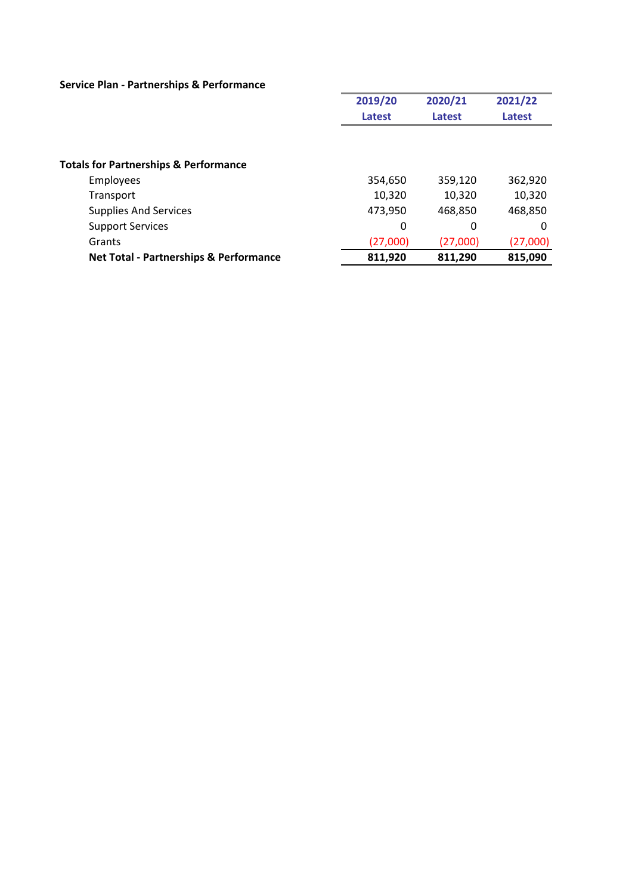**Service Plan - Partnerships & Performance**

| | 2019/20 Latest | 2020/21 Latest | 2021/22 Latest |
|---|---|---|---|
| **Totals for Partnerships & Performance** | | | |
| Employees | 354,650 | 359,120 | 362,920 |
| Transport | 10,320 | 10,320 | 10,320 |
| Supplies And Services | 473,950 | 468,850 | 468,850 |
| Support Services | 0 | 0 | 0 |
| Grants | (27,000) | (27,000) | (27,000) |
| **Net Total - Partnerships & Performance** | **811,920** | **811,290** | **815,090** |